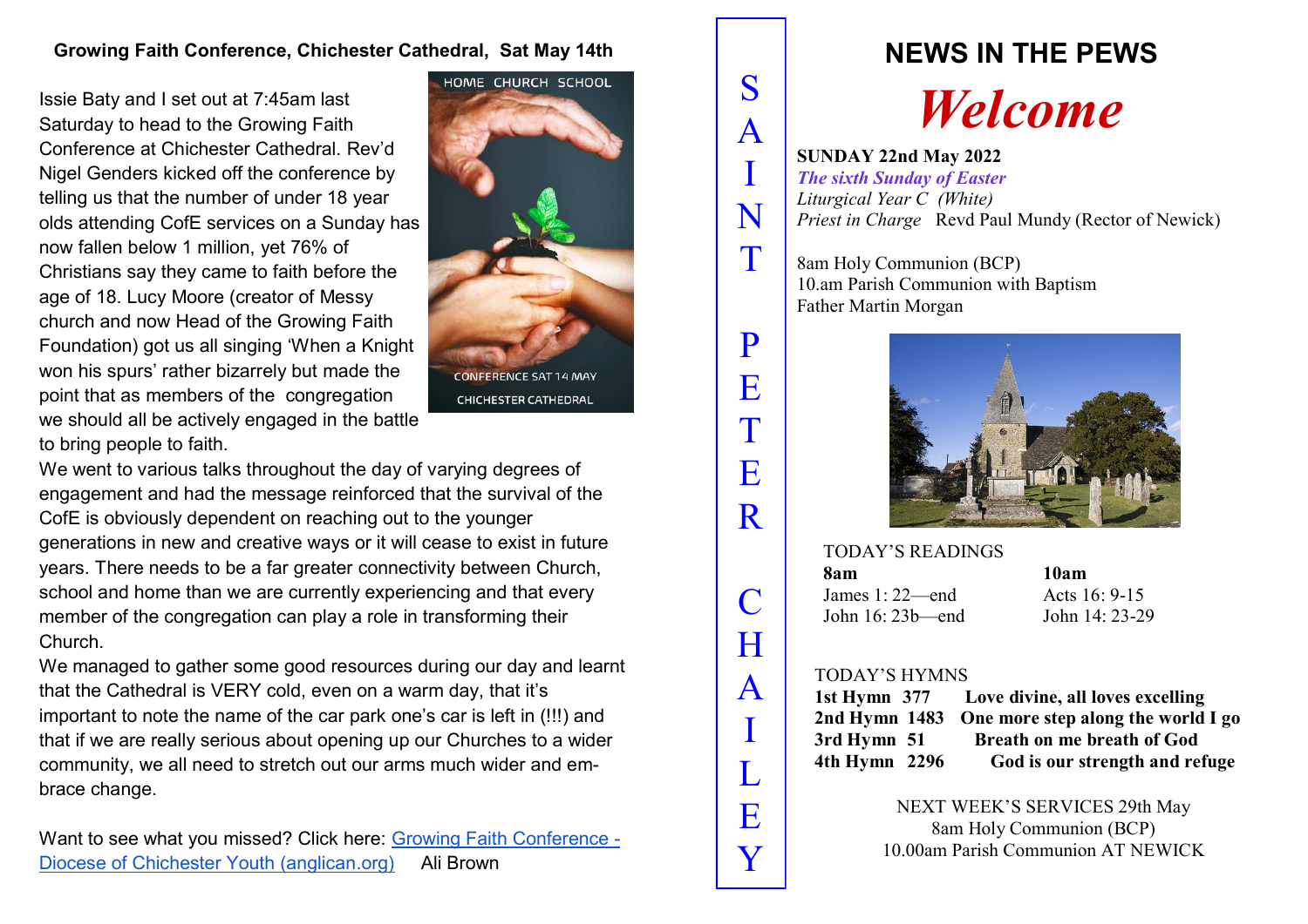## Growing Faith Conference, Chichester Cathedral, Sat May 14th

Issie Baty and I set out at 7:45am last Saturday to head to the Growing Faith Conference at Chichester Cathedral. Rev'd Nigel Genders kicked off the conference by telling us that the number of under 18 year olds attending CofE services on a Sunday has now fallen below 1 million, yet 76% of Christians say they came to faith before the age of 18. Lucy Moore (creator of Messy church and now Head of the Growing Faith Foundation) got us all singing 'When a Knight won his spurs' rather bizarrely but made the point that as members of the congregation we should all be actively engaged in the battle to bring people to faith.

HOME CHURCH SCHOOL

CONFERENCE SAT 14 MAY

CHICHESTER CATHEDRAL

We went to various talks throughout the day of varying degrees of engagement and had the message reinforced that the survival of the CofE is obviously dependent on reaching out to the younger generations in new and creative ways or it will cease to exist in future years. There needs to be a far greater connectivity between Church, school and home than we are currently experiencing and that every member of the congregation can play a role in transforming their Church.

We managed to gather some good resources during our day and learnt that the Cathedral is VERY cold, even on a warm day, that it's important to note the name of the car park one's car is left in (!!!) and that if we are really serious about opening up our Churches to a wider community, we all need to stretch out our arms much wider and embrace change.

Want to see what you missed? Click here: [Growing Faith Conference - Diocese of Chichester Youth (anglican.org)]() Ali Brown

SAINT PETER CHAILEY

# NEWS IN THE PEWS

# *Welcome*

**SUNDAY 22nd May 2022**
***The sixth Sunday of Easter***
*Liturgical Year C (White)*
*Priest in Charge* Revd Paul Mundy (Rector of Newick)

8am Holy Communion (BCP)
10.am Parish Communion with Baptism
Father Martin Morgan

TODAY'S READINGS

| 8am | 10am |
|---|---|
| James 1: 22—end | Acts 16: 9-15 |
| John 16: 23b—end | John 14: 23-29 |

TODAY'S HYMNS

| | |
|---|---|
| **1st Hymn 377** | **Love divine, all loves excelling** |
| **2nd Hymn 1483** | **One more step along the world I go** |
| **3rd Hymn 51** | **Breath on me breath of God** |
| **4th Hymn 2296** | **God is our strength and refuge** |

NEXT WEEK'S SERVICES 29th May
8am Holy Communion (BCP)
10.00am Parish Communion AT NEWICK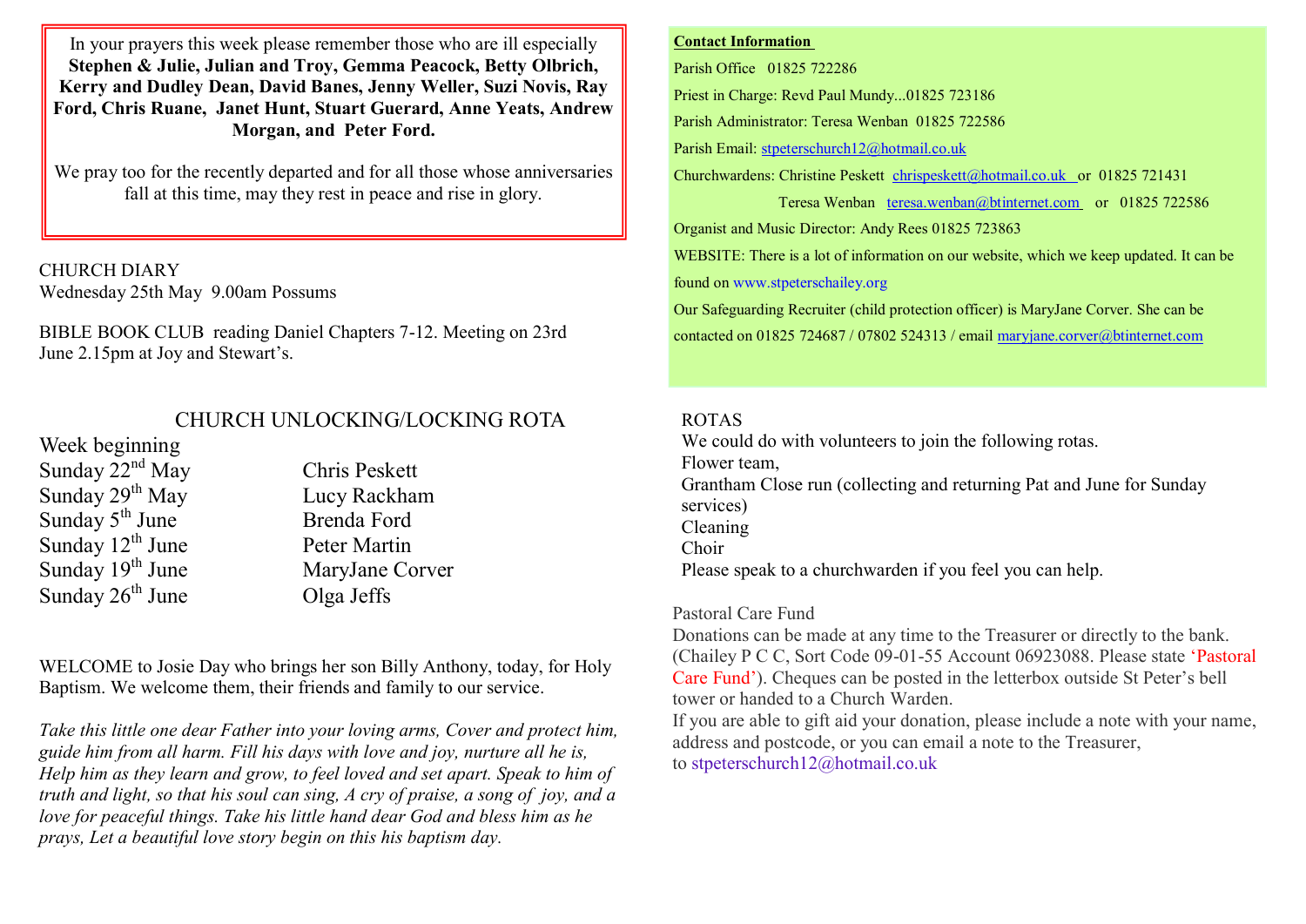In your prayers this week please remember those who are ill especially **Stephen & Julie, Julian and Troy, Gemma Peacock, Betty Olbrich, Kerry and Dudley Dean, David Banes, Jenny Weller, Suzi Novis, Ray Ford, Chris Ruane, Janet Hunt, Stuart Guerard, Anne Yeats, Andrew Morgan, and Peter Ford.**

We pray too for the recently departed and for all those whose anniversaries fall at this time, may they rest in peace and rise in glory.

CHURCH DIARY

Wednesday 25th May 9.00am Possums

BIBLE BOOK CLUB reading Daniel Chapters 7-12. Meeting on 23rd June 2.15pm at Joy and Stewart's.

## CHURCH UNLOCKING/LOCKING ROTA

| Week beginning | |
|---|---|
| Sunday 22nd May | Chris Peskett |
| Sunday 29th May | Lucy Rackham |
| Sunday 5th June | Brenda Ford |
| Sunday 12th June | Peter Martin |
| Sunday 19th June | MaryJane Corver |
| Sunday 26th June | Olga Jeffs |

WELCOME to Josie Day who brings her son Billy Anthony, today, for Holy Baptism. We welcome them, their friends and family to our service.

*Take this little one dear Father into your loving arms, Cover and protect him, guide him from all harm. Fill his days with love and joy, nurture all he is, Help him as they learn and grow, to feel loved and set apart. Speak to him of truth and light, so that his soul can sing, A cry of praise, a song of joy, and a love for peaceful things. Take his little hand dear God and bless him as he prays, Let a beautiful love story begin on this his baptism day.*

**Contact Information**

Parish Office 01825 722286

Priest in Charge: Revd Paul Mundy...01825 723186

Parish Administrator: Teresa Wenban 01825 722586

Parish Email: stpeterschurch12@hotmail.co.uk

Churchwardens: Christine Peskett chrispeskett@hotmail.co.uk or 01825 721431

Teresa Wenban teresa.wenban@btinternet.com or 01825 722586

Organist and Music Director: Andy Rees 01825 723863

WEBSITE: There is a lot of information on our website, which we keep updated. It can be found on www.stpeterschailey.org

Our Safeguarding Recruiter (child protection officer) is MaryJane Corver. She can be contacted on 01825 724687 / 07802 524313 / email maryjane.corver@btinternet.com

ROTAS

We could do with volunteers to join the following rotas.

Flower team,

Grantham Close run (collecting and returning Pat and June for Sunday services)

Cleaning

Choir

Please speak to a churchwarden if you feel you can help.

Pastoral Care Fund

Donations can be made at any time to the Treasurer or directly to the bank. (Chailey P C C, Sort Code 09-01-55 Account 06923088. Please state 'Pastoral Care Fund'). Cheques can be posted in the letterbox outside St Peter's bell tower or handed to a Church Warden.

If you are able to gift aid your donation, please include a note with your name, address and postcode, or you can email a note to the Treasurer, to stpeterschurch12@hotmail.co.uk